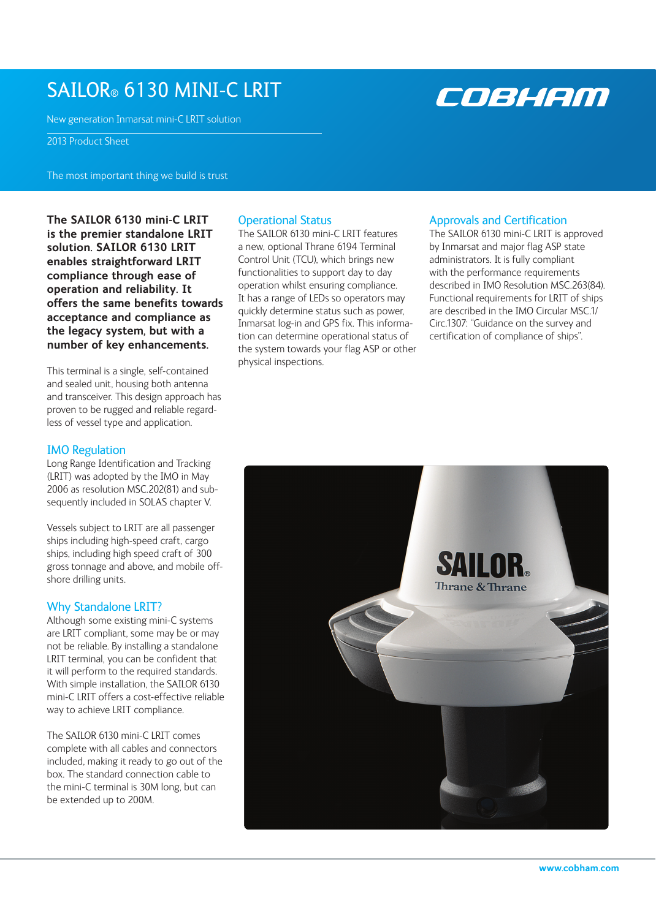# SAILOR® 6130 MINI-C LRIT

New generation Inmarsat mini-C LRIT solution

2013 Product Sheet

The most important thing we build is trust

**The SAILOR 6130 mini-C LRIT is the premier standalone LRIT solution. SAILOR 6130 LRIT enables straightforward LRIT compliance through ease of operation and reliability. It offers the same benefits towards acceptance and compliance as the legacy system, but with a number of key enhancements.**

This terminal is a single, self-contained and sealed unit, housing both antenna and transceiver. This design approach has proven to be rugged and reliable regardless of vessel type and application.

## IMO Regulation

Long Range Identification and Tracking (LRIT) was adopted by the IMO in May 2006 as resolution MSC.202(81) and subsequently included in SOLAS chapter V.

Vessels subject to LRIT are all passenger ships including high-speed craft, cargo ships, including high speed craft of 300 gross tonnage and above, and mobile offshore drilling units.

## Why Standalone LRIT?

Although some existing mini-C systems are LRIT compliant, some may be or may not be reliable. By installing a standalone LRIT terminal, you can be confident that it will perform to the required standards. With simple installation, the SAILOR 6130 mini-C LRIT offers a cost-effective reliable way to achieve LRIT compliance.

The SAILOR 6130 mini-C LRIT comes complete with all cables and connectors included, making it ready to go out of the box. The standard connection cable to the mini-C terminal is 30M long, but can be extended up to 200M.

## Operational Status

The SAILOR 6130 mini-C LRIT features a new, optional Thrane 6194 Terminal Control Unit (TCU), which brings new functionalities to support day to day operation whilst ensuring compliance. It has a range of LEDs so operators may quickly determine status such as power, Inmarsat log-in and GPS fix. This information can determine operational status of the system towards your flag ASP or other physical inspections.

## Approvals and Certification

The SAILOR 6130 mini-C LRIT is approved by Inmarsat and major flag ASP state administrators. It is fully compliant with the performance requirements described in IMO Resolution MSC.263(84). Functional requirements for LRIT of ships are described in the IMO Circular MSC.1/Circ.1307: "Guidance on the survey and certification of compliance of ships".

www.cobham.com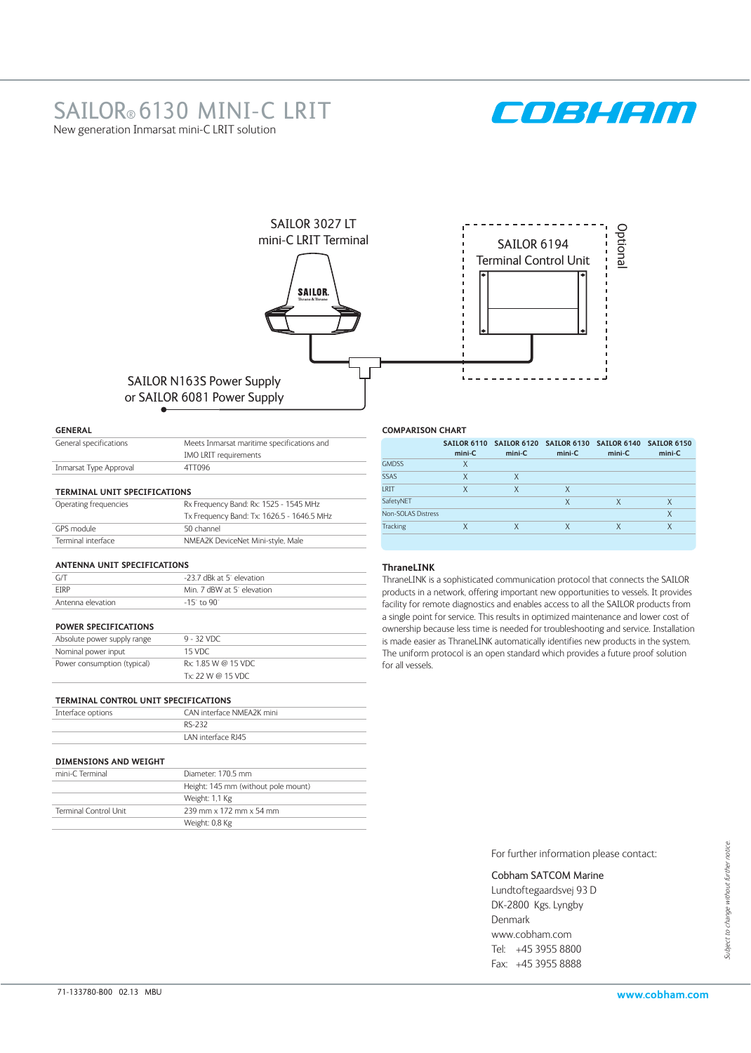# SAILOR® 6130 MINI-C LRIT

New generation Inmarsat mini-C LRIT solution

SAILOR 3027 LT
mini-C LRIT Terminal

SAILOR 6194
Terminal Control Unit

Optional

SAILOR N163S Power Supply
or SAILOR 6081 Power Supply

### GENERAL

| | |
|---|---|
| General specifications | Meets Inmarsat maritime specifications and IMO LRIT requirements |
| Inmarsat Type Approval | 4TT096 |

### TERMINAL UNIT SPECIFICATIONS

| | |
|---|---|
| Operating frequencies | Rx Frequency Band: Rx: 1525 - 1545 MHz |
| | Tx Frequency Band: Tx: 1626.5 - 1646.5 MHz |
| GPS module | 50 channel |
| Terminal interface | NMEA2K DeviceNet Mini-style, Male |

### ANTENNA UNIT SPECIFICATIONS

| | |
|---|---|
| G/T | -23.7 dBk at 5° elevation |
| EIRP | Min. 7 dBW at 5° elevation |
| Antenna elevation | -15° to 90° |

### POWER SPECIFICATIONS

| | |
|---|---|
| Absolute power supply range | 9 - 32 VDC |
| Nominal power input | 15 VDC |
| Power consumption (typical) | Rx: 1.85 W @ 15 VDC |
| | Tx: 22 W @ 15 VDC |

### TERMINAL CONTROL UNIT SPECIFICATIONS

| | |
|---|---|
| Interface options | CAN interface NMEA2K mini |
| | RS-232 |
| | LAN interface RJ45 |

### DIMENSIONS AND WEIGHT

| | |
|---|---|
| mini-C Terminal | Diameter: 170.5 mm |
| | Height: 145 mm (without pole mount) |
| | Weight: 1.1 Kg |
| Terminal Control Unit | 239 mm x 172 mm x 54 mm |
| | Weight: 0.8 Kg |

### COMPARISON CHART

| | SAILOR 6110 mini-C | SAILOR 6120 mini-C | SAILOR 6130 mini-C | SAILOR 6140 mini-C | SAILOR 6150 mini-C |
|---|---|---|---|---|---|
| GMDSS | X | | | | |
| SSAS | X | X | | | |
| LRIT | X | X | X | | |
| SafetyNET | | | X | X | X |
| Non-SOLAS Distress | | | | | X |
| Tracking | X | X | X | X | X |

### ThraneLINK

ThraneLINK is a sophisticated communication protocol that connects the SAILOR products in a network, offering important new opportunities to vessels. It provides facility for remote diagnostics and enables access to all the SAILOR products from a single point for service. This results in optimized maintenance and lower cost of ownership because less time is needed for troubleshooting and service. Installation is made easier as ThraneLINK automatically identifies new products in the system. The uniform protocol is an open standard which provides a future proof solution for all vessels.

For further information please contact:

Cobham SATCOM Marine
Lundtoftegaardsvej 93 D
DK-2800 Kgs. Lyngby
Denmark
www.cobham.com
Tel: +45 3955 8800
Fax: +45 3955 8888

*Subject to change without further notice.*

71-133780-B00 02.13 MBU

www.cobham.com